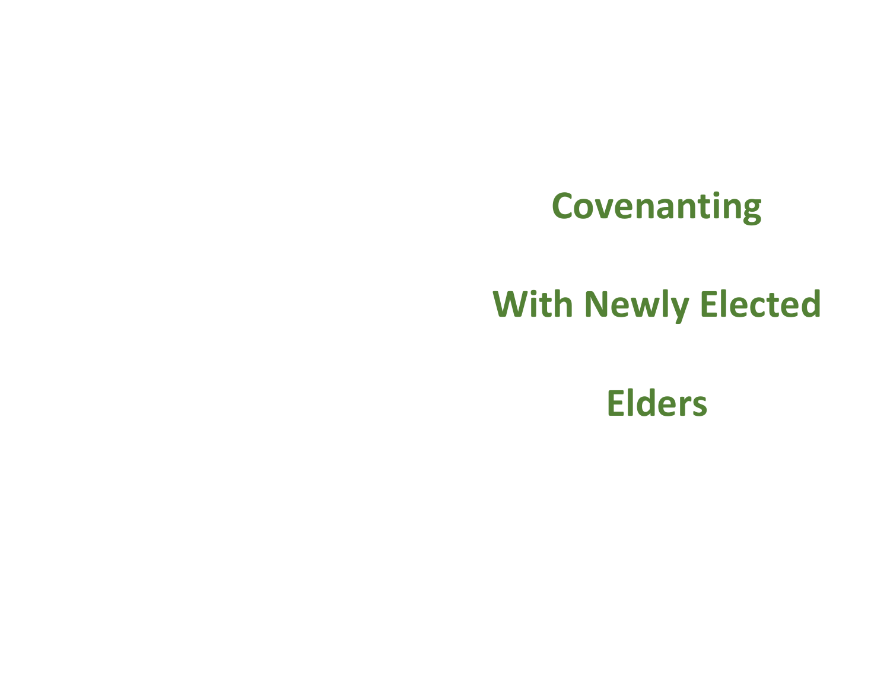# Covenanting

# With Newly Elected

# Elders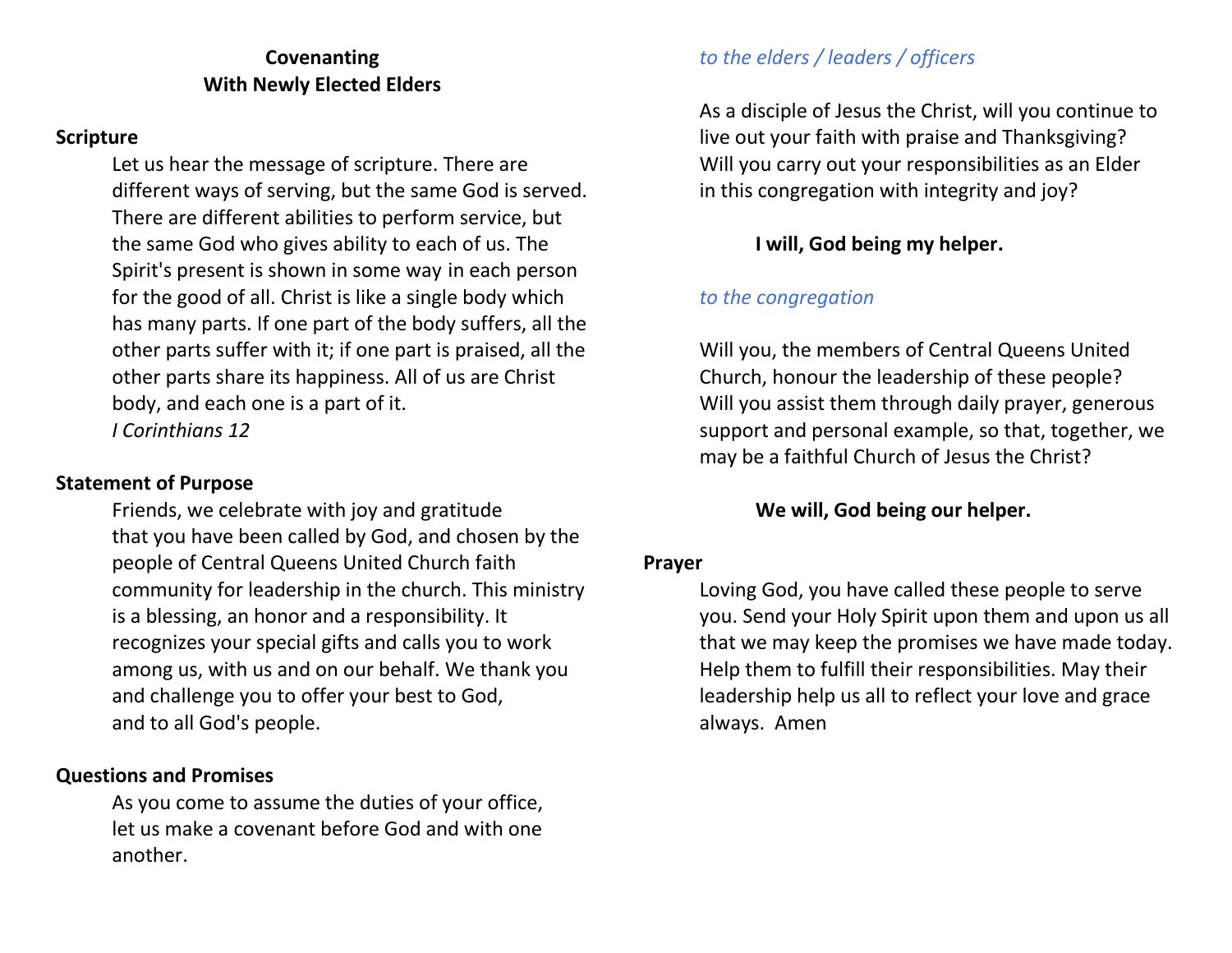## Covenanting
## With Newly Elected Elders

**Scripture**

Let us hear the message of scripture. There are different ways of serving, but the same God is served. There are different abilities to perform service, but the same God who gives ability to each of us. The Spirit's present is shown in some way in each person for the good of all. Christ is like a single body which has many parts. If one part of the body suffers, all the other parts suffer with it; if one part is praised, all the other parts share its happiness. All of us are Christ body, and each one is a part of it.
*I Corinthians 12*

**Statement of Purpose**

Friends, we celebrate with joy and gratitude
that you have been called by God, and chosen by the people of Central Queens United Church faith community for leadership in the church. This ministry is a blessing, an honor and a responsibility. It recognizes your special gifts and calls you to work among us, with us and on our behalf. We thank you and challenge you to offer your best to God,
and to all God's people.

**Questions and Promises**

As you come to assume the duties of your office,
let us make a covenant before God and with one another.

*to the elders / leaders / officers*

As a disciple of Jesus the Christ, will you continue to live out your faith with praise and Thanksgiving?
Will you carry out your responsibilities as an Elder in this congregation with integrity and joy?

**I will, God being my helper.**

*to the congregation*

Will you, the members of Central Queens United Church, honour the leadership of these people?
Will you assist them through daily prayer, generous support and personal example, so that, together, we may be a faithful Church of Jesus the Christ?

**We will, God being our helper.**

**Prayer**

Loving God, you have called these people to serve you. Send your Holy Spirit upon them and upon us all that we may keep the promises we have made today. Help them to fulfill their responsibilities. May their leadership help us all to reflect your love and grace always. Amen